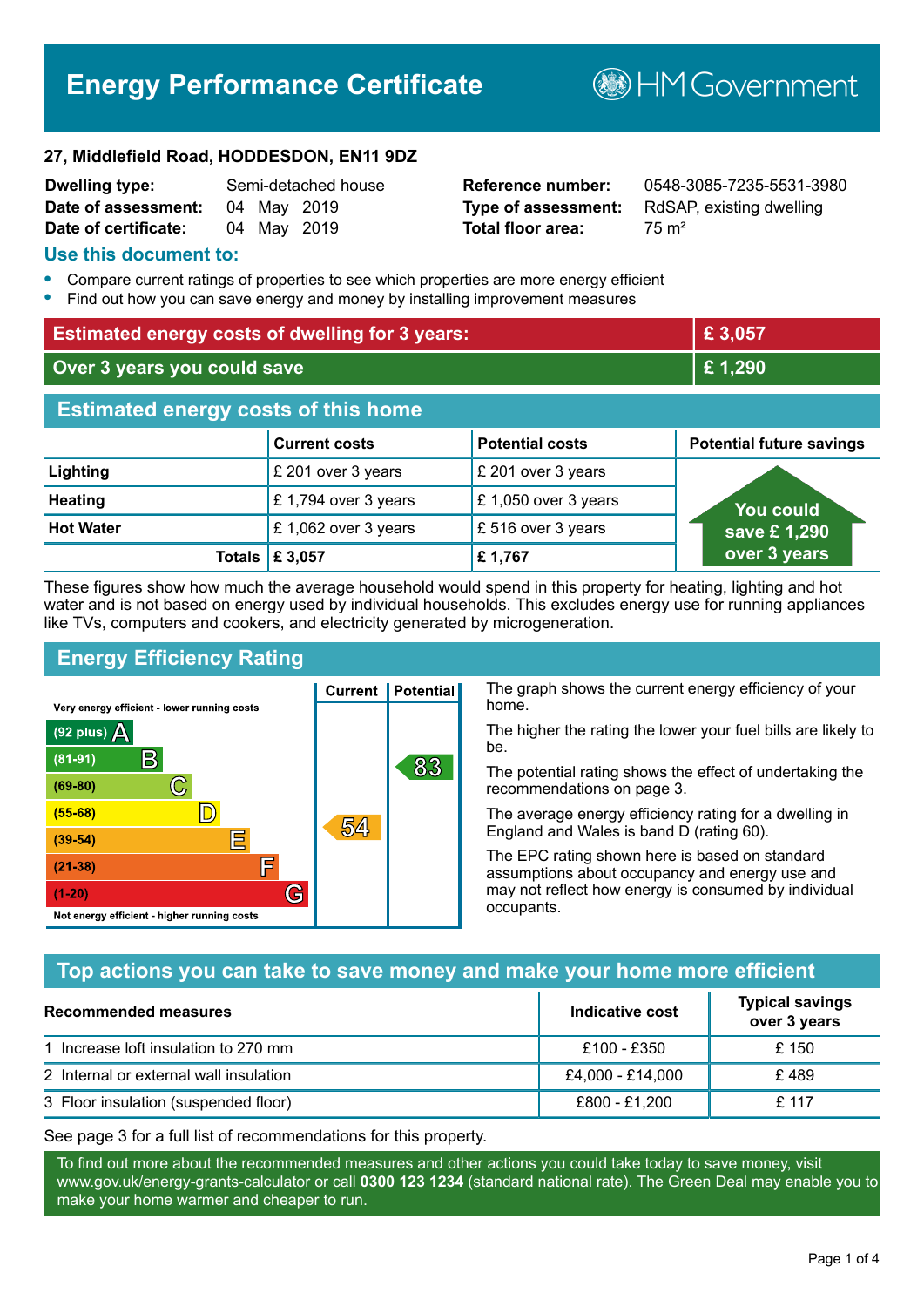# Energy Performance Certificate

HM Government

**27, Middlefield Road, HODDESDON, EN11 9DZ**

| | | | |
|---|---|---|---|
| **Dwelling type:** | Semi-detached house | **Reference number:** | 0548-3085-7235-5531-3980 |
| **Date of assessment:** | 04 May 2019 | **Type of assessment:** | RdSAP, existing dwelling |
| **Date of certificate:** | 04 May 2019 | **Total floor area:** | 75 m² |

## Use this document to:

- Compare current ratings of properties to see which properties are more energy efficient
- Find out how you can save energy and money by installing improvement measures

| | |
|---|---|
| **Estimated energy costs of dwelling for 3 years:** | **£ 3,057** |
| **Over 3 years you could save** | **£ 1,290** |

## Estimated energy costs of this home

| | Current costs | Potential costs | Potential future savings |
|---|---|---|---|
| **Lighting** | £ 201 over 3 years | £ 201 over 3 years | You could save £ 1,290 over 3 years |
| **Heating** | £ 1,794 over 3 years | £ 1,050 over 3 years | |
| **Hot Water** | £ 1,062 over 3 years | £ 516 over 3 years | |
| **Totals** | **£ 3,057** | **£ 1,767** | |

These figures show how much the average household would spend in this property for heating, lighting and hot water and is not based on energy used by individual households. This excludes energy use for running appliances like TVs, computers and cookers, and electricity generated by microgeneration.

## Energy Efficiency Rating

| Rating | Current | Potential |
|---|---|---|
| Very energy efficient - lower running costs | | |
| (92 plus) A | | |
| (81-91) B | | 83 |
| (69-80) C | | |
| (55-68) D | | |
| (39-54) E | 54 | |
| (21-38) F | | |
| (1-20) G | | |
| Not energy efficient - higher running costs | | |

The graph shows the current energy efficiency of your home.

The higher the rating the lower your fuel bills are likely to be.

The potential rating shows the effect of undertaking the recommendations on page 3.

The average energy efficiency rating for a dwelling in England and Wales is band D (rating 60).

The EPC rating shown here is based on standard assumptions about occupancy and energy use and may not reflect how energy is consumed by individual occupants.

## Top actions you can take to save money and make your home more efficient

| Recommended measures | Indicative cost | Typical savings over 3 years |
|---|---|---|
| 1 Increase loft insulation to 270 mm | £100 - £350 | £ 150 |
| 2 Internal or external wall insulation | £4,000 - £14,000 | £ 489 |
| 3 Floor insulation (suspended floor) | £800 - £1,200 | £ 117 |

See page 3 for a full list of recommendations for this property.

To find out more about the recommended measures and other actions you could take today to save money, visit www.gov.uk/energy-grants-calculator or call **0300 123 1234** (standard national rate). The Green Deal may enable you to make your home warmer and cheaper to run.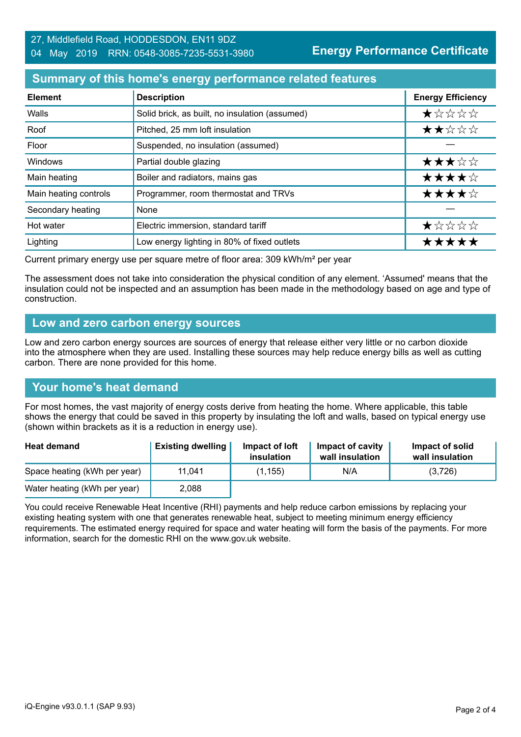27, Middlefield Road, HODDESDON, EN11 9DZ
04 May 2019 RRN: 0548-3085-7235-5531-3980

**Energy Performance Certificate**

## Summary of this home's energy performance related features

| Element | Description | Energy Efficiency |
|---|---|---|
| Walls | Solid brick, as built, no insulation (assumed) | ★☆☆☆☆ |
| Roof | Pitched, 25 mm loft insulation | ★★☆☆☆ |
| Floor | Suspended, no insulation (assumed) | — |
| Windows | Partial double glazing | ★★★☆☆ |
| Main heating | Boiler and radiators, mains gas | ★★★★☆ |
| Main heating controls | Programmer, room thermostat and TRVs | ★★★★☆ |
| Secondary heating | None | — |
| Hot water | Electric immersion, standard tariff | ★☆☆☆☆ |
| Lighting | Low energy lighting in 80% of fixed outlets | ★★★★★ |

Current primary energy use per square metre of floor area: 309 kWh/m² per year

The assessment does not take into consideration the physical condition of any element. 'Assumed' means that the insulation could not be inspected and an assumption has been made in the methodology based on age and type of construction.

## Low and zero carbon energy sources

Low and zero carbon energy sources are sources of energy that release either very little or no carbon dioxide into the atmosphere when they are used. Installing these sources may help reduce energy bills as well as cutting carbon. There are none provided for this home.

## Your home's heat demand

For most homes, the vast majority of energy costs derive from heating the home. Where applicable, this table shows the energy that could be saved in this property by insulating the loft and walls, based on typical energy use (shown within brackets as it is a reduction in energy use).

| Heat demand | Existing dwelling | Impact of loft insulation | Impact of cavity wall insulation | Impact of solid wall insulation |
|---|---|---|---|---|
| Space heating (kWh per year) | 11,041 | (1,155) | N/A | (3,726) |
| Water heating (kWh per year) | 2,088 | | | |

You could receive Renewable Heat Incentive (RHI) payments and help reduce carbon emissions by replacing your existing heating system with one that generates renewable heat, subject to meeting minimum energy efficiency requirements. The estimated energy required for space and water heating will form the basis of the payments. For more information, search for the domestic RHI on the www.gov.uk website.

iQ-Engine v93.0.1.1 (SAP 9.93)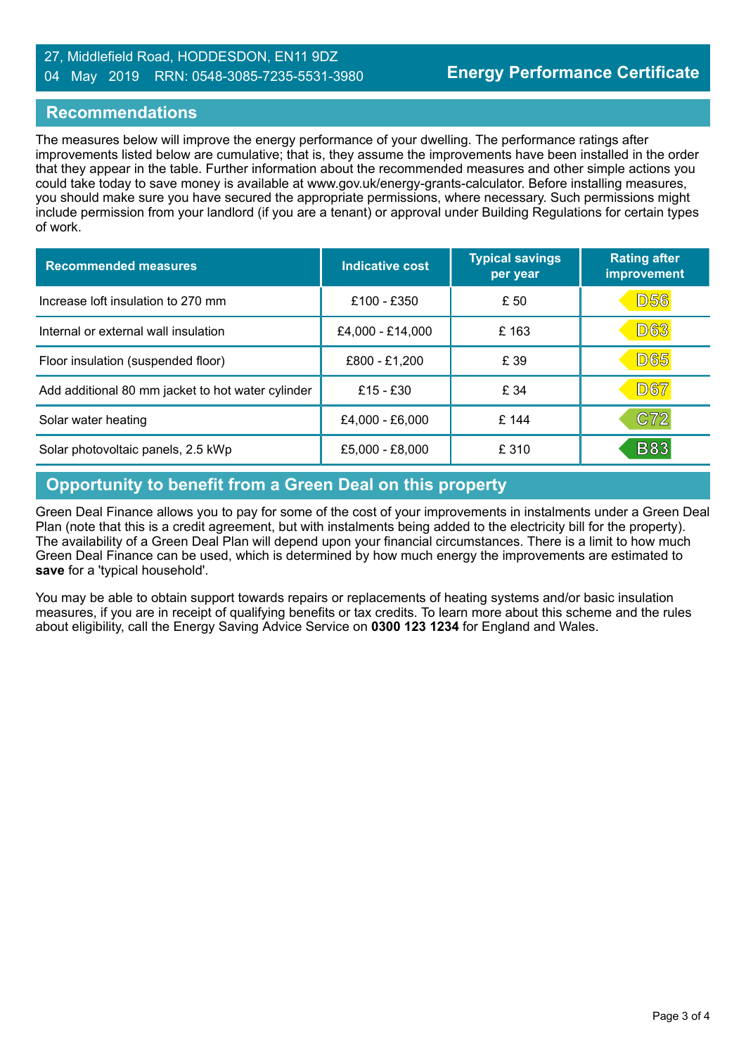27, Middlefield Road, HODDESDON, EN11 9DZ
04 May 2019 RRN: 0548-3085-7235-5531-3980

**Energy Performance Certificate**

## Recommendations

The measures below will improve the energy performance of your dwelling. The performance ratings after improvements listed below are cumulative; that is, they assume the improvements have been installed in the order that they appear in the table. Further information about the recommended measures and other simple actions you could take today to save money is available at www.gov.uk/energy-grants-calculator. Before installing measures, you should make sure you have secured the appropriate permissions, where necessary. Such permissions might include permission from your landlord (if you are a tenant) or approval under Building Regulations for certain types of work.

| Recommended measures | Indicative cost | Typical savings per year | Rating after improvement |
|---|---|---|---|
| Increase loft insulation to 270 mm | £100 - £350 | £ 50 | D56 |
| Internal or external wall insulation | £4,000 - £14,000 | £ 163 | D63 |
| Floor insulation (suspended floor) | £800 - £1,200 | £ 39 | D65 |
| Add additional 80 mm jacket to hot water cylinder | £15 - £30 | £ 34 | D67 |
| Solar water heating | £4,000 - £6,000 | £ 144 | C72 |
| Solar photovoltaic panels, 2.5 kWp | £5,000 - £8,000 | £ 310 | B83 |

## Opportunity to benefit from a Green Deal on this property

Green Deal Finance allows you to pay for some of the cost of your improvements in instalments under a Green Deal Plan (note that this is a credit agreement, but with instalments being added to the electricity bill for the property). The availability of a Green Deal Plan will depend upon your financial circumstances. There is a limit to how much Green Deal Finance can be used, which is determined by how much energy the improvements are estimated to **save** for a 'typical household'.

You may be able to obtain support towards repairs or replacements of heating systems and/or basic insulation measures, if you are in receipt of qualifying benefits or tax credits. To learn more about this scheme and the rules about eligibility, call the Energy Saving Advice Service on **0300 123 1234** for England and Wales.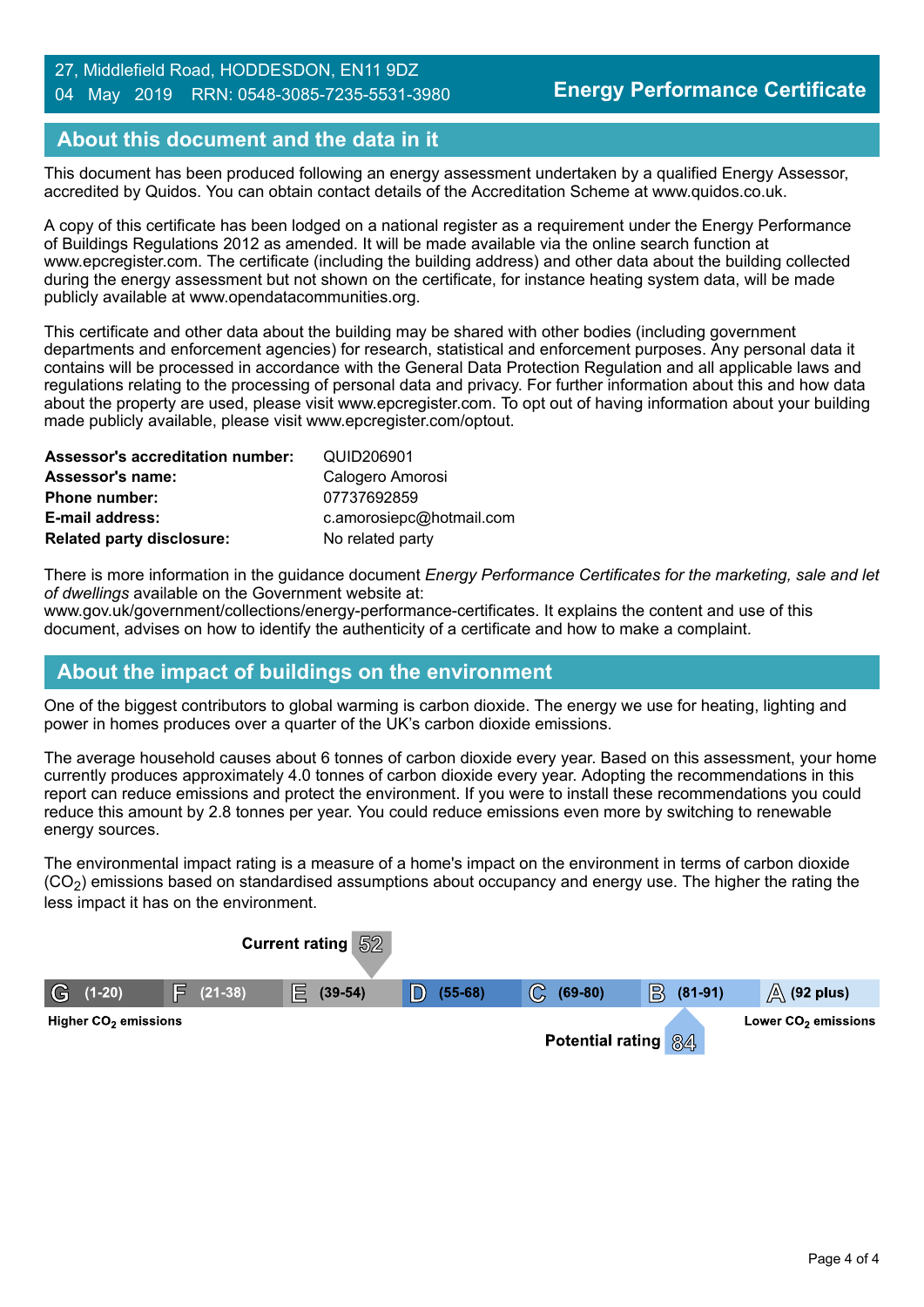27, Middlefield Road, HODDESDON, EN11 9DZ
04 May 2019 RRN: 0548-3085-7235-5531-3980

**Energy Performance Certificate**

## About this document and the data in it

This document has been produced following an energy assessment undertaken by a qualified Energy Assessor, accredited by Quidos. You can obtain contact details of the Accreditation Scheme at www.quidos.co.uk.

A copy of this certificate has been lodged on a national register as a requirement under the Energy Performance of Buildings Regulations 2012 as amended. It will be made available via the online search function at www.epcregister.com. The certificate (including the building address) and other data about the building collected during the energy assessment but not shown on the certificate, for instance heating system data, will be made publicly available at www.opendatacommunities.org.

This certificate and other data about the building may be shared with other bodies (including government departments and enforcement agencies) for research, statistical and enforcement purposes. Any personal data it contains will be processed in accordance with the General Data Protection Regulation and all applicable laws and regulations relating to the processing of personal data and privacy. For further information about this and how data about the property are used, please visit www.epcregister.com. To opt out of having information about your building made publicly available, please visit www.epcregister.com/optout.

| | |
|---|---|
| **Assessor's accreditation number:** | QUID206901 |
| **Assessor's name:** | Calogero Amorosi |
| **Phone number:** | 07737692859 |
| **E-mail address:** | c.amorosiepc@hotmail.com |
| **Related party disclosure:** | No related party |

There is more information in the guidance document *Energy Performance Certificates for the marketing, sale and let of dwellings* available on the Government website at: www.gov.uk/government/collections/energy-performance-certificates. It explains the content and use of this document, advises on how to identify the authenticity of a certificate and how to make a complaint.

## About the impact of buildings on the environment

One of the biggest contributors to global warming is carbon dioxide. The energy we use for heating, lighting and power in homes produces over a quarter of the UK's carbon dioxide emissions.

The average household causes about 6 tonnes of carbon dioxide every year. Based on this assessment, your home currently produces approximately 4.0 tonnes of carbon dioxide every year. Adopting the recommendations in this report can reduce emissions and protect the environment. If you were to install these recommendations you could reduce this amount by 2.8 tonnes per year. You could reduce emissions even more by switching to renewable energy sources.

The environmental impact rating is a measure of a home's impact on the environment in terms of carbon dioxide ($CO_2$) emissions based on standardised assumptions about occupancy and energy use. The higher the rating the less impact it has on the environment.

Current rating 52

G (1-20)
F (21-38)
E (39-54)
D (55-68)
C (69-80)
B (81-91)
A (92 plus)

Higher $CO_2$ emissions
Lower $CO_2$ emissions

Potential rating 84